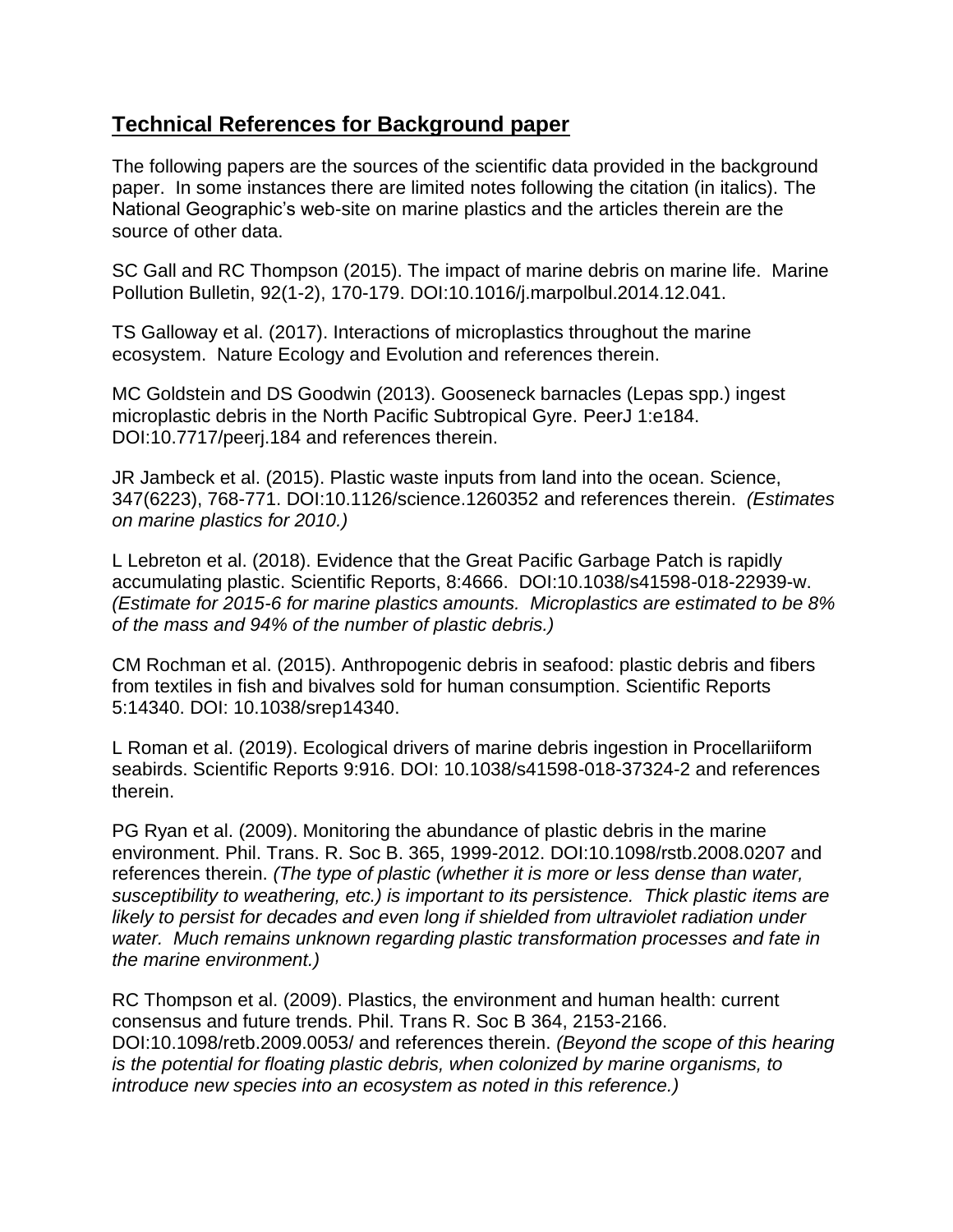## **Technical References for Background paper**

The following papers are the sources of the scientific data provided in the background paper. In some instances there are limited notes following the citation (in italics). The National Geographic's web-site on marine plastics and the articles therein are the source of other data.

SC Gall and RC Thompson (2015). The impact of marine debris on marine life. Marine Pollution Bulletin, 92(1-2), 170-179. DOI:10.1016/j.marpolbul.2014.12.041.

TS Galloway et al. (2017). Interactions of microplastics throughout the marine ecosystem. Nature Ecology and Evolution and references therein.

MC Goldstein and DS Goodwin (2013). Gooseneck barnacles (Lepas spp.) ingest microplastic debris in the North Pacific Subtropical Gyre. PeerJ 1:e184. DOI:10.7717/peerj.184 and references therein.

JR Jambeck et al. (2015). Plastic waste inputs from land into the ocean. Science, 347(6223), 768-771. DOI:10.1126/science.1260352 and references therein. *(Estimates on marine plastics for 2010.)*

L Lebreton et al. (2018). Evidence that the Great Pacific Garbage Patch is rapidly accumulating plastic. Scientific Reports, 8:4666. DOI:10.1038/s41598-018-22939-w. *(Estimate for 2015-6 for marine plastics amounts. Microplastics are estimated to be 8% of the mass and 94% of the number of plastic debris.)*

CM Rochman et al. (2015). Anthropogenic debris in seafood: plastic debris and fibers from textiles in fish and bivalves sold for human consumption. Scientific Reports 5:14340. DOI: 10.1038/srep14340.

L Roman et al. (2019). Ecological drivers of marine debris ingestion in Procellariiform seabirds. Scientific Reports 9:916. DOI: 10.1038/s41598-018-37324-2 and references therein.

PG Ryan et al. (2009). Monitoring the abundance of plastic debris in the marine environment. Phil. Trans. R. Soc B. 365, 1999-2012. DOI:10.1098/rstb.2008.0207 and references therein. *(The type of plastic (whether it is more or less dense than water, susceptibility to weathering, etc.) is important to its persistence. Thick plastic items are likely to persist for decades and even long if shielded from ultraviolet radiation under water. Much remains unknown regarding plastic transformation processes and fate in the marine environment.)*

RC Thompson et al. (2009). Plastics, the environment and human health: current consensus and future trends. Phil. Trans R. Soc B 364, 2153-2166. DOI:10.1098/retb.2009.0053/ and references therein. *(Beyond the scope of this hearing is the potential for floating plastic debris, when colonized by marine organisms, to introduce new species into an ecosystem as noted in this reference.)*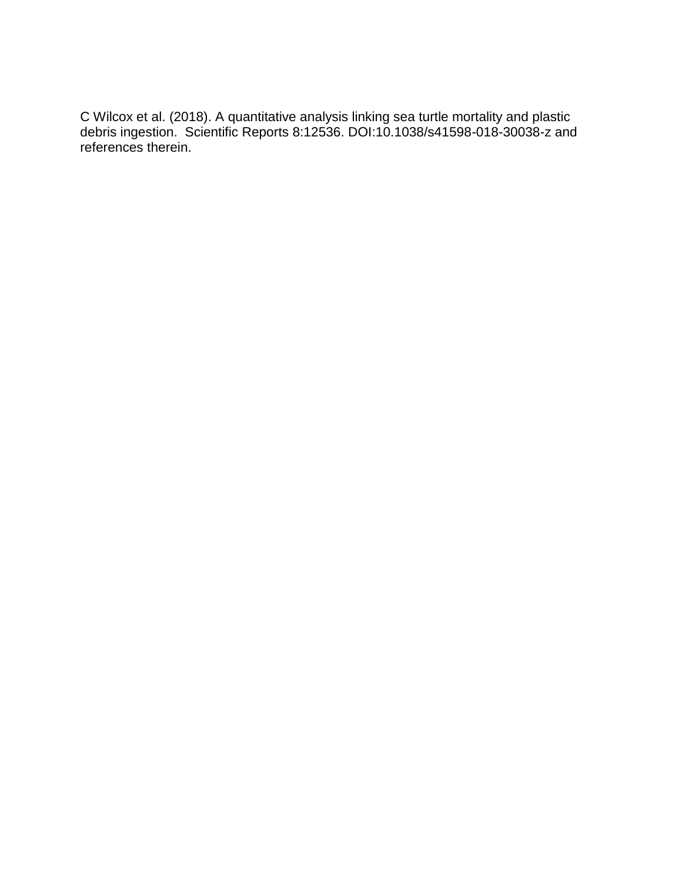C Wilcox et al. (2018). A quantitative analysis linking sea turtle mortality and plastic debris ingestion. Scientific Reports 8:12536. DOI:10.1038/s41598-018-30038-z and references therein.